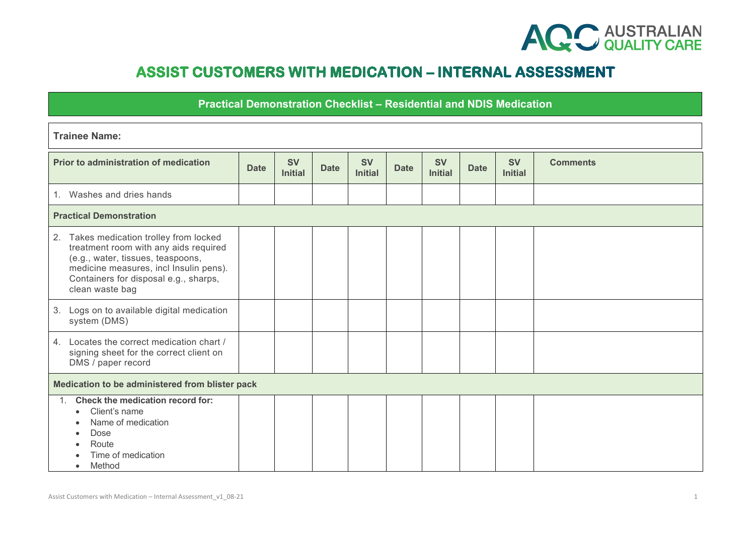# ASSIST CUSTOMERS WITH MEDICATION – INTERNAL ASSESSMENT

## Practical Demonstration Checklist – Residential and NDIS Medication

**Trainee Name:**

| Prior to administration of medication | Date | SV Initial | Date | SV Initial | Date | SV Initial | Date | SV Initial | Comments |
|---|---|---|---|---|---|---|---|---|---|
| 1. Washes and dries hands | | | | | | | | | |
| **Practical Demonstration** | | | | | | | | | |
| 2. Takes medication trolley from locked treatment room with any aids required (e.g., water, tissues, teaspoons, medicine measures, incl Insulin pens). Containers for disposal e.g., sharps, clean waste bag | | | | | | | | | |
| 3. Logs on to available digital medication system (DMS) | | | | | | | | | |
| 4. Locates the correct medication chart / signing sheet for the correct client on DMS / paper record | | | | | | | | | |
| **Medication to be administered from blister pack** | | | | | | | | | |
| 1. **Check the medication record for:** <br> • Client's name <br> • Name of medication <br> • Dose <br> • Route <br> • Time of medication <br> • Method | | | | | | | | | |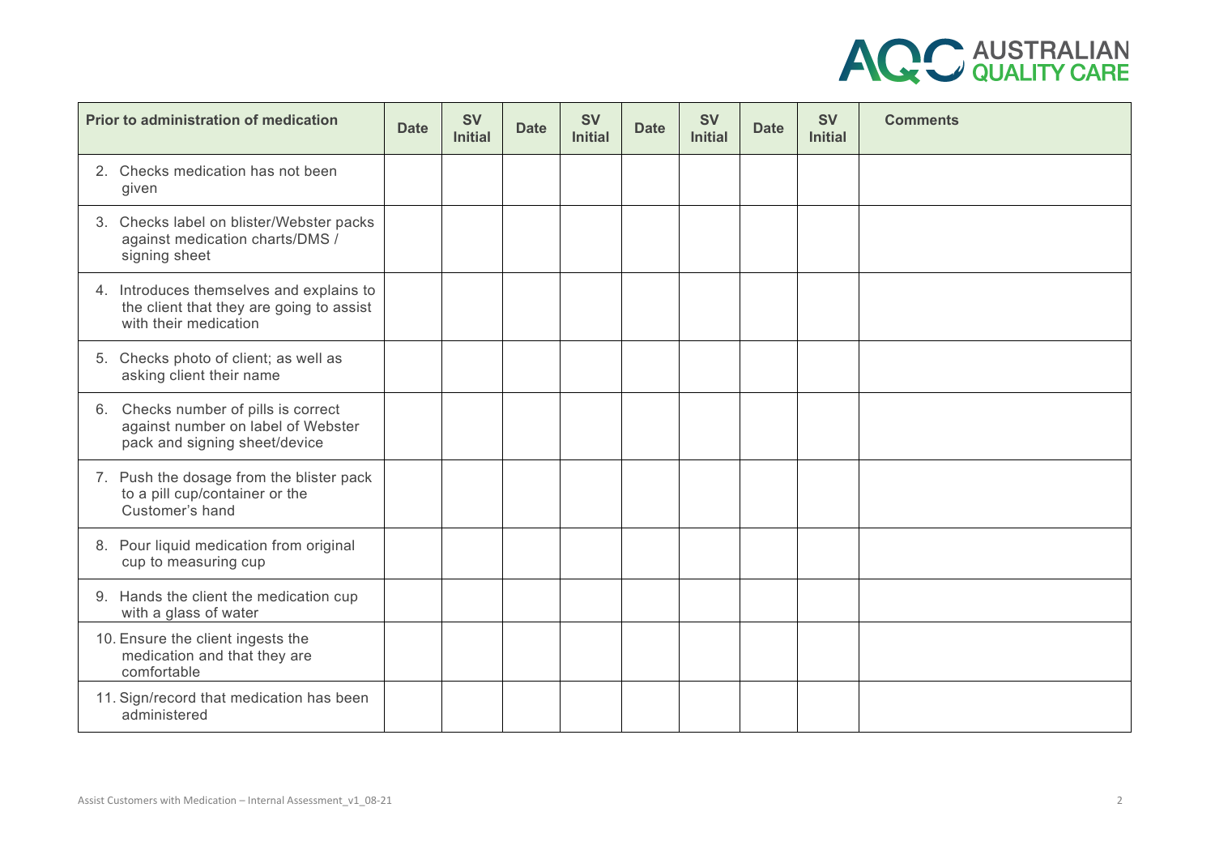| Prior to administration of medication | Date | SV Initial | Date | SV Initial | Date | SV Initial | Date | SV Initial | Comments |
|---|---|---|---|---|---|---|---|---|---|
| 2. Checks medication has not been given | | | | | | | | | |
| 3. Checks label on blister/Webster packs against medication charts/DMS / signing sheet | | | | | | | | | |
| 4. Introduces themselves and explains to the client that they are going to assist with their medication | | | | | | | | | |
| 5. Checks photo of client; as well as asking client their name | | | | | | | | | |
| 6. Checks number of pills is correct against number on label of Webster pack and signing sheet/device | | | | | | | | | |
| 7. Push the dosage from the blister pack to a pill cup/container or the Customer's hand | | | | | | | | | |
| 8. Pour liquid medication from original cup to measuring cup | | | | | | | | | |
| 9. Hands the client the medication cup with a glass of water | | | | | | | | | |
| 10. Ensure the client ingests the medication and that they are comfortable | | | | | | | | | |
| 11. Sign/record that medication has been administered | | | | | | | | | |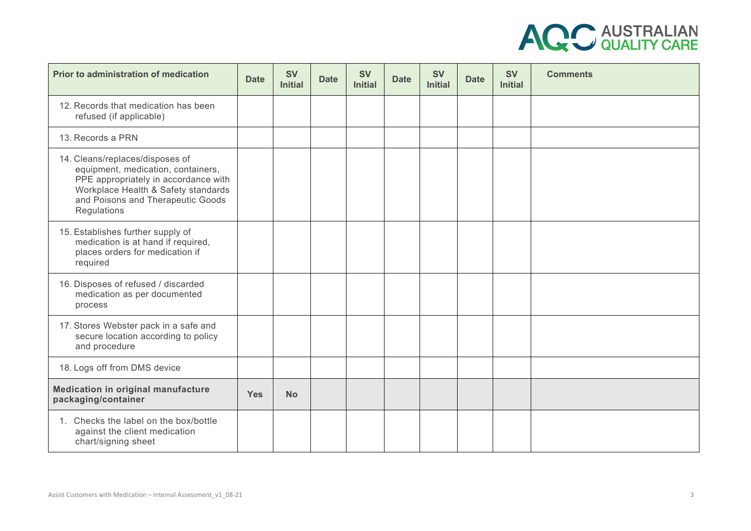| Prior to administration of medication | Date | SV Initial | Date | SV Initial | Date | SV Initial | Date | SV Initial | Comments |
|---|---|---|---|---|---|---|---|---|---|
| 12. Records that medication has been refused (if applicable) | | | | | | | | | |
| 13. Records a PRN | | | | | | | | | |
| 14. Cleans/replaces/disposes of equipment, medication, containers, PPE appropriately in accordance with Workplace Health & Safety standards and Poisons and Therapeutic Goods Regulations | | | | | | | | | |
| 15. Establishes further supply of medication is at hand if required, places orders for medication if required | | | | | | | | | |
| 16. Disposes of refused / discarded medication as per documented process | | | | | | | | | |
| 17. Stores Webster pack in a safe and secure location according to policy and procedure | | | | | | | | | |
| 18. Logs off from DMS device | | | | | | | | | |
| **Medication in original manufacture packaging/container** | **Yes** | **No** | | | | | | | |
| 1. Checks the label on the box/bottle against the client medication chart/signing sheet | | | | | | | | | |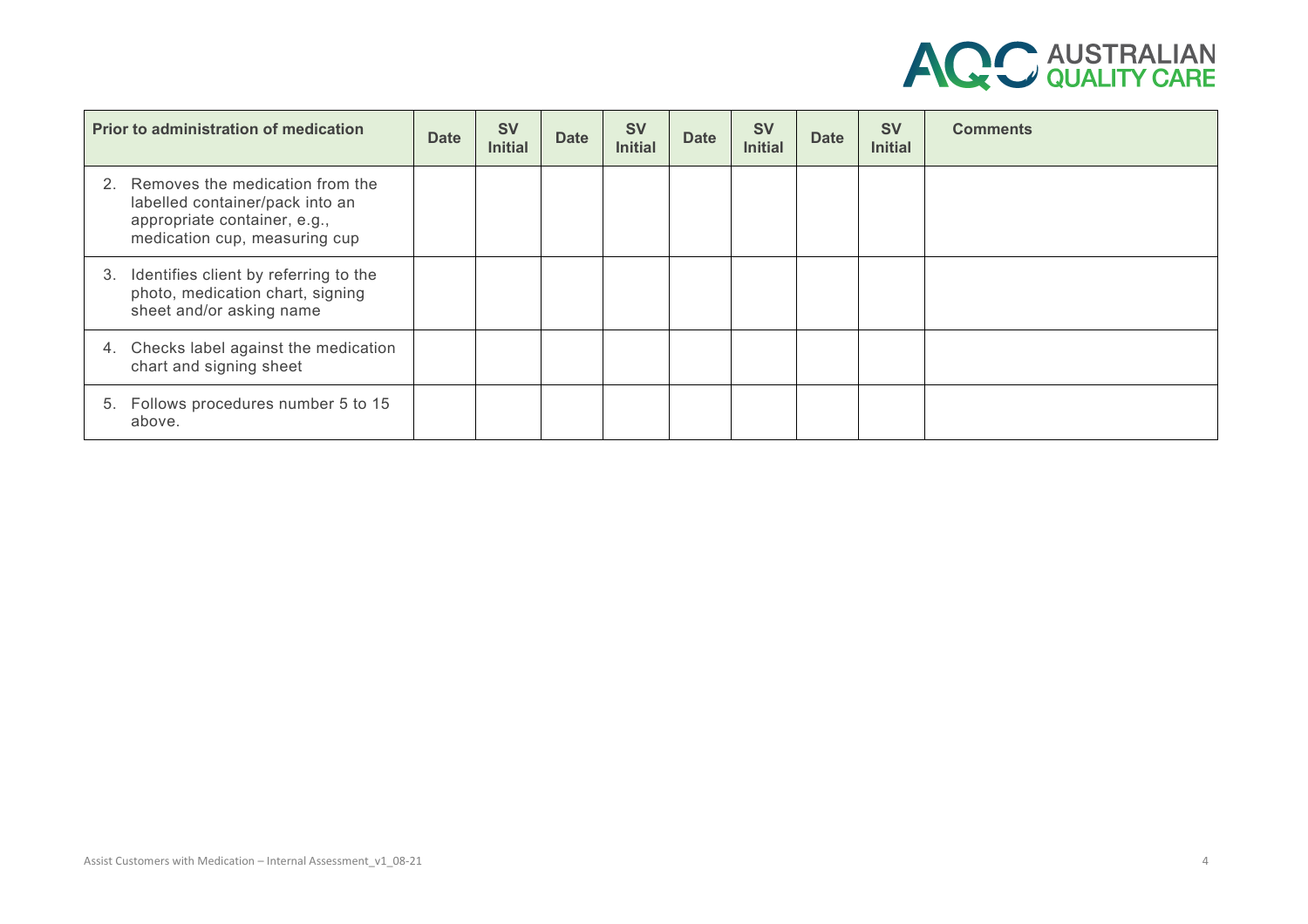| Prior to administration of medication | Date | SV Initial | Date | SV Initial | Date | SV Initial | Date | SV Initial | Comments |
| --- | --- | --- | --- | --- | --- | --- | --- | --- | --- |
| 2. Removes the medication from the labelled container/pack into an appropriate container, e.g., medication cup, measuring cup | | | | | | | | | |
| 3. Identifies client by referring to the photo, medication chart, signing sheet and/or asking name | | | | | | | | | |
| 4. Checks label against the medication chart and signing sheet | | | | | | | | | |
| 5. Follows procedures number 5 to 15 above. | | | | | | | | | |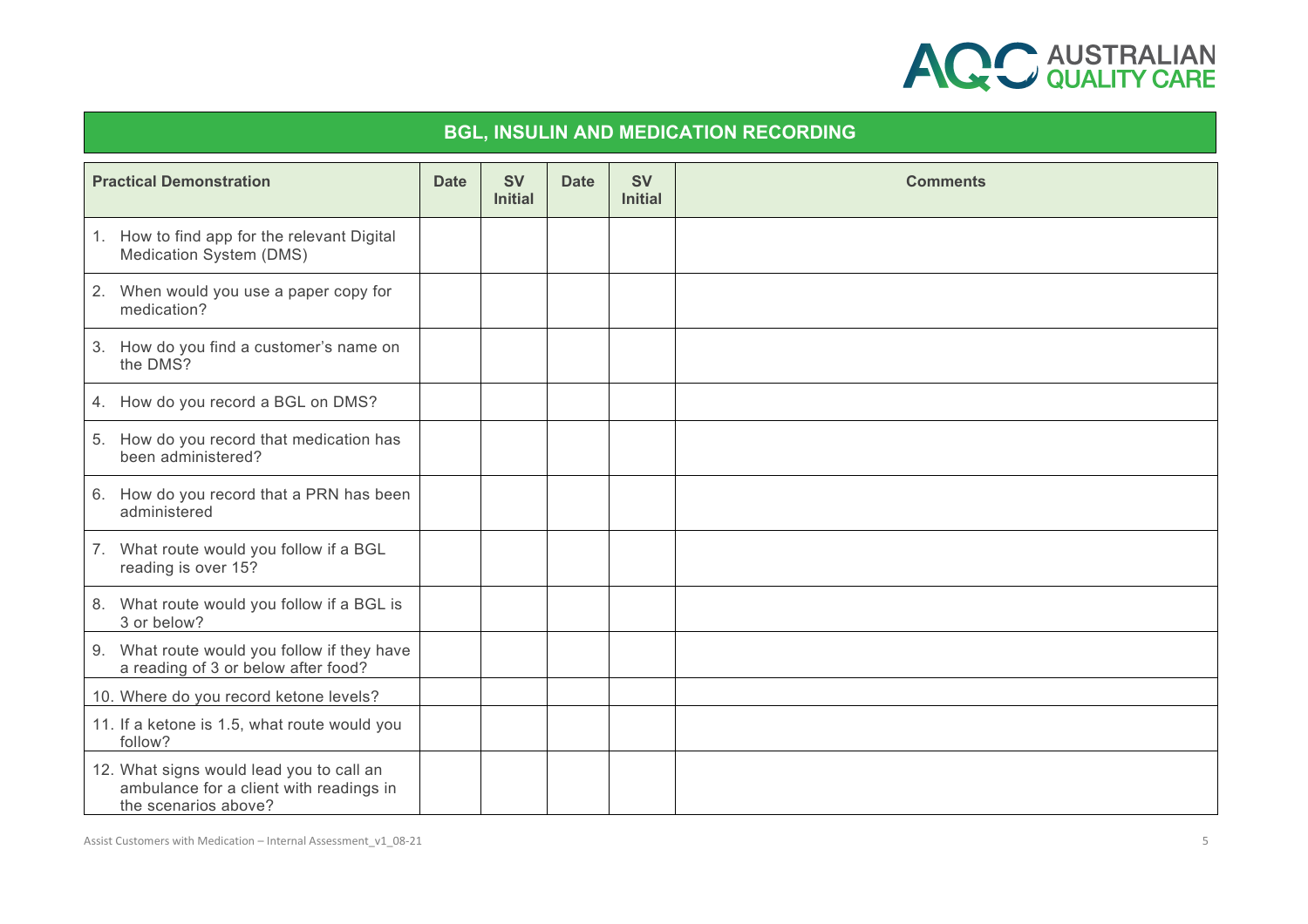## BGL, INSULIN AND MEDICATION RECORDING

| Practical Demonstration | Date | SV Initial | Date | SV Initial | Comments |
|---|---|---|---|---|---|
| 1. How to find app for the relevant Digital Medication System (DMS) | | | | | |
| 2. When would you use a paper copy for medication? | | | | | |
| 3. How do you find a customer's name on the DMS? | | | | | |
| 4. How do you record a BGL on DMS? | | | | | |
| 5. How do you record that medication has been administered? | | | | | |
| 6. How do you record that a PRN has been administered | | | | | |
| 7. What route would you follow if a BGL reading is over 15? | | | | | |
| 8. What route would you follow if a BGL is 3 or below? | | | | | |
| 9. What route would you follow if they have a reading of 3 or below after food? | | | | | |
| 10. Where do you record ketone levels? | | | | | |
| 11. If a ketone is 1.5, what route would you follow? | | | | | |
| 12. What signs would lead you to call an ambulance for a client with readings in the scenarios above? | | | | | |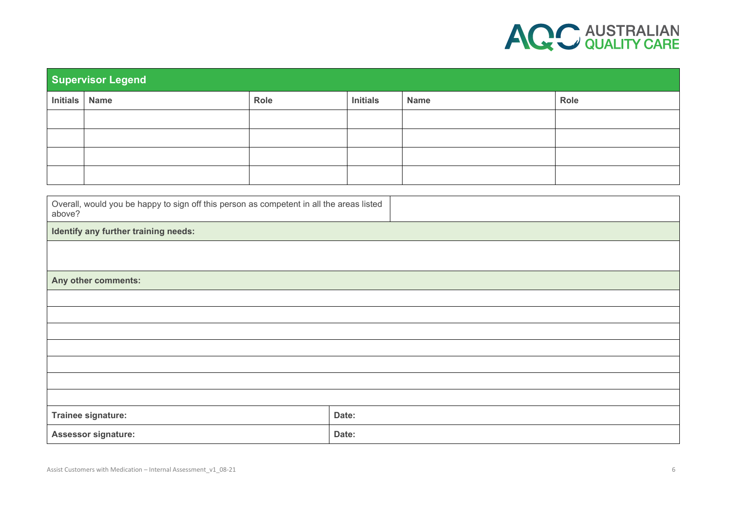## Supervisor Legend

| Initials | Name | Role | Initials | Name | Role |
|---|---|---|---|---|---|
| | | | | | |
| | | | | | |
| | | | | | |
| | | | | | |

| Overall, would you be happy to sign off this person as competent in all the areas listed above? | |
|---|---|

**Identify any further training needs:**

**Any other comments:**

| **Trainee signature:** | **Date:** |
|---|---|
| **Assessor signature:** | **Date:** |